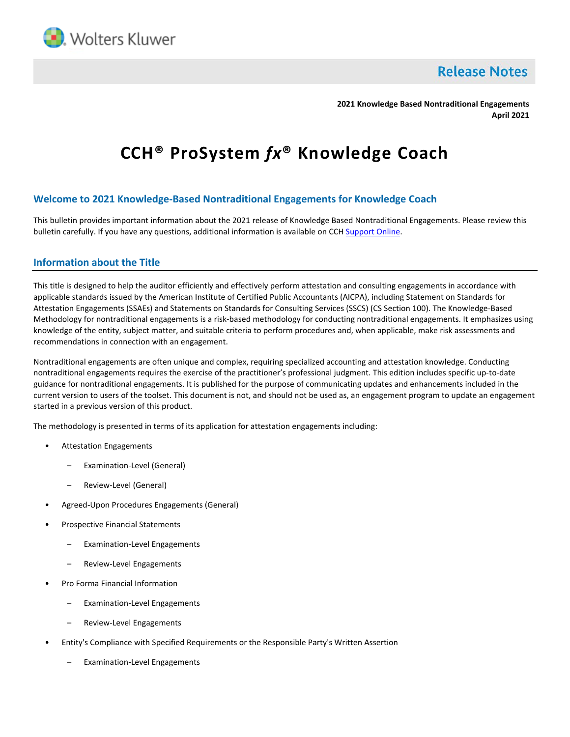Wolters Kluwer

**Release Notes**

**2021 Knowledge Based Nontraditional Engagements**
**April 2021**

# CCH® ProSystem *fx*® Knowledge Coach

## Welcome to 2021 Knowledge-Based Nontraditional Engagements for Knowledge Coach

This bulletin provides important information about the 2021 release of Knowledge Based Nontraditional Engagements. Please review this bulletin carefully. If you have any questions, additional information is available on CCH Support Online.

## Information about the Title

This title is designed to help the auditor efficiently and effectively perform attestation and consulting engagements in accordance with applicable standards issued by the American Institute of Certified Public Accountants (AICPA), including Statement on Standards for Attestation Engagements (SSAEs) and Statements on Standards for Consulting Services (SSCS) (CS Section 100). The Knowledge-Based Methodology for nontraditional engagements is a risk-based methodology for conducting nontraditional engagements. It emphasizes using knowledge of the entity, subject matter, and suitable criteria to perform procedures and, when applicable, make risk assessments and recommendations in connection with an engagement.

Nontraditional engagements are often unique and complex, requiring specialized accounting and attestation knowledge. Conducting nontraditional engagements requires the exercise of the practitioner's professional judgment. This edition includes specific up-to-date guidance for nontraditional engagements. It is published for the purpose of communicating updates and enhancements included in the current version to users of the toolset. This document is not, and should not be used as, an engagement program to update an engagement started in a previous version of this product.

The methodology is presented in terms of its application for attestation engagements including:

- Attestation Engagements
  - Examination-Level (General)
  - Review-Level (General)
- Agreed-Upon Procedures Engagements (General)
- Prospective Financial Statements
  - Examination-Level Engagements
  - Review-Level Engagements
- Pro Forma Financial Information
  - Examination-Level Engagements
  - Review-Level Engagements
- Entity's Compliance with Specified Requirements or the Responsible Party's Written Assertion
  - Examination-Level Engagements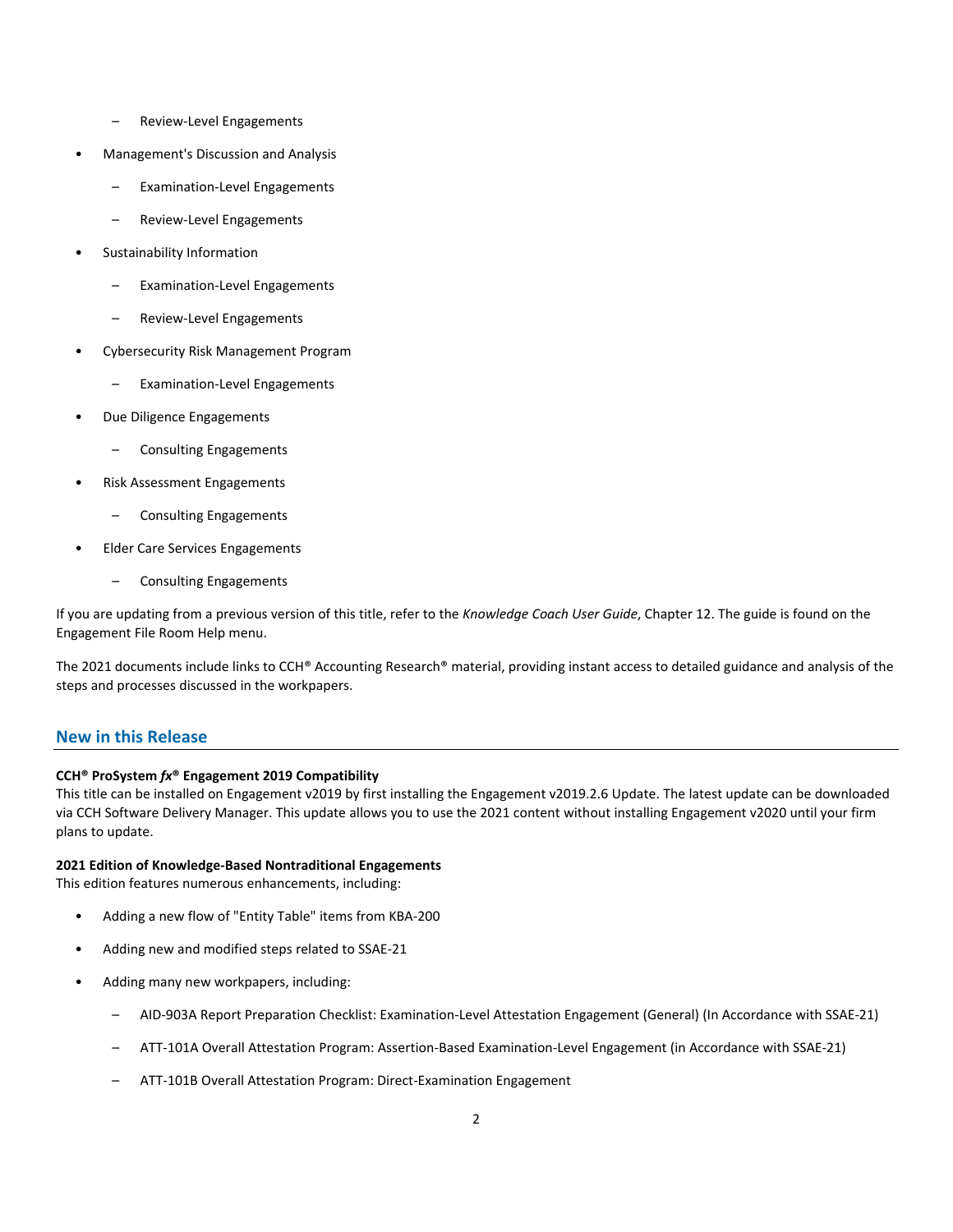- Review-Level Engagements
- Management's Discussion and Analysis
  - Examination-Level Engagements
  - Review-Level Engagements
- Sustainability Information
  - Examination-Level Engagements
  - Review-Level Engagements
- Cybersecurity Risk Management Program
  - Examination-Level Engagements
- Due Diligence Engagements
  - Consulting Engagements
- Risk Assessment Engagements
  - Consulting Engagements
- Elder Care Services Engagements
  - Consulting Engagements

If you are updating from a previous version of this title, refer to the *Knowledge Coach User Guide*, Chapter 12. The guide is found on the Engagement File Room Help menu.

The 2021 documents include links to CCH® Accounting Research® material, providing instant access to detailed guidance and analysis of the steps and processes discussed in the workpapers.

## New in this Release

**CCH® ProSystem *fx*® Engagement 2019 Compatibility**
This title can be installed on Engagement v2019 by first installing the Engagement v2019.2.6 Update. The latest update can be downloaded via CCH Software Delivery Manager. This update allows you to use the 2021 content without installing Engagement v2020 until your firm plans to update.

**2021 Edition of Knowledge-Based Nontraditional Engagements**
This edition features numerous enhancements, including:

- Adding a new flow of "Entity Table" items from KBA-200
- Adding new and modified steps related to SSAE-21
- Adding many new workpapers, including:
  - AID-903A Report Preparation Checklist: Examination-Level Attestation Engagement (General) (In Accordance with SSAE-21)
  - ATT-101A Overall Attestation Program: Assertion-Based Examination-Level Engagement (in Accordance with SSAE-21)
  - ATT-101B Overall Attestation Program: Direct-Examination Engagement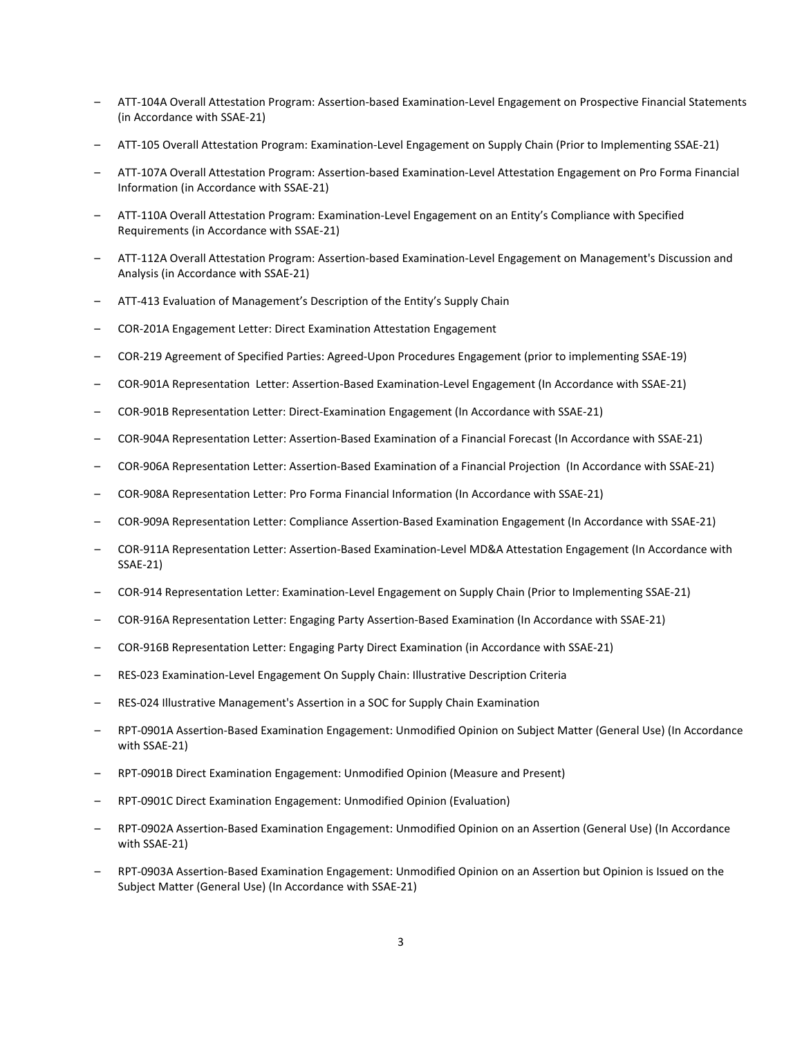- ATT-104A Overall Attestation Program: Assertion-based Examination-Level Engagement on Prospective Financial Statements (in Accordance with SSAE-21)
- ATT-105 Overall Attestation Program: Examination-Level Engagement on Supply Chain (Prior to Implementing SSAE-21)
- ATT-107A Overall Attestation Program: Assertion-based Examination-Level Attestation Engagement on Pro Forma Financial Information (in Accordance with SSAE-21)
- ATT-110A Overall Attestation Program: Examination-Level Engagement on an Entity's Compliance with Specified Requirements (in Accordance with SSAE-21)
- ATT-112A Overall Attestation Program: Assertion-based Examination-Level Engagement on Management's Discussion and Analysis (in Accordance with SSAE-21)
- ATT-413 Evaluation of Management's Description of the Entity's Supply Chain
- COR-201A Engagement Letter: Direct Examination Attestation Engagement
- COR-219 Agreement of Specified Parties: Agreed-Upon Procedures Engagement (prior to implementing SSAE-19)
- COR-901A Representation Letter: Assertion-Based Examination-Level Engagement (In Accordance with SSAE-21)
- COR-901B Representation Letter: Direct-Examination Engagement (In Accordance with SSAE-21)
- COR-904A Representation Letter: Assertion-Based Examination of a Financial Forecast (In Accordance with SSAE-21)
- COR-906A Representation Letter: Assertion-Based Examination of a Financial Projection (In Accordance with SSAE-21)
- COR-908A Representation Letter: Pro Forma Financial Information (In Accordance with SSAE-21)
- COR-909A Representation Letter: Compliance Assertion-Based Examination Engagement (In Accordance with SSAE-21)
- COR-911A Representation Letter: Assertion-Based Examination-Level MD&A Attestation Engagement (In Accordance with SSAE-21)
- COR-914 Representation Letter: Examination-Level Engagement on Supply Chain (Prior to Implementing SSAE-21)
- COR-916A Representation Letter: Engaging Party Assertion-Based Examination (In Accordance with SSAE-21)
- COR-916B Representation Letter: Engaging Party Direct Examination (in Accordance with SSAE-21)
- RES-023 Examination-Level Engagement On Supply Chain: Illustrative Description Criteria
- RES-024 Illustrative Management's Assertion in a SOC for Supply Chain Examination
- RPT-0901A Assertion-Based Examination Engagement: Unmodified Opinion on Subject Matter (General Use) (In Accordance with SSAE-21)
- RPT-0901B Direct Examination Engagement: Unmodified Opinion (Measure and Present)
- RPT-0901C Direct Examination Engagement: Unmodified Opinion (Evaluation)
- RPT-0902A Assertion-Based Examination Engagement: Unmodified Opinion on an Assertion (General Use) (In Accordance with SSAE-21)
- RPT-0903A Assertion-Based Examination Engagement: Unmodified Opinion on an Assertion but Opinion is Issued on the Subject Matter (General Use) (In Accordance with SSAE-21)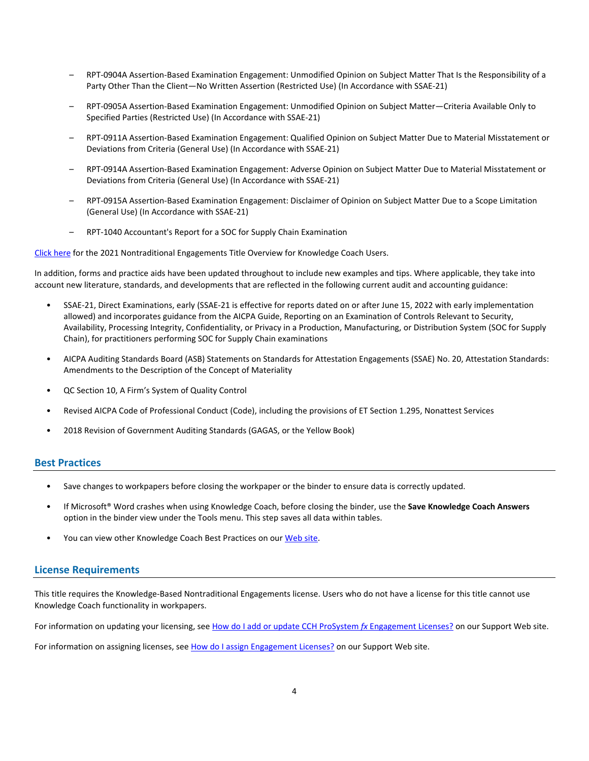- RPT-0904A Assertion-Based Examination Engagement: Unmodified Opinion on Subject Matter That Is the Responsibility of a Party Other Than the Client—No Written Assertion (Restricted Use) (In Accordance with SSAE-21)
- RPT-0905A Assertion-Based Examination Engagement: Unmodified Opinion on Subject Matter—Criteria Available Only to Specified Parties (Restricted Use) (In Accordance with SSAE-21)
- RPT-0911A Assertion-Based Examination Engagement: Qualified Opinion on Subject Matter Due to Material Misstatement or Deviations from Criteria (General Use) (In Accordance with SSAE-21)
- RPT-0914A Assertion-Based Examination Engagement: Adverse Opinion on Subject Matter Due to Material Misstatement or Deviations from Criteria (General Use) (In Accordance with SSAE-21)
- RPT-0915A Assertion-Based Examination Engagement: Disclaimer of Opinion on Subject Matter Due to a Scope Limitation (General Use) (In Accordance with SSAE-21)
- RPT-1040 Accountant's Report for a SOC for Supply Chain Examination

Click here for the 2021 Nontraditional Engagements Title Overview for Knowledge Coach Users.

In addition, forms and practice aids have been updated throughout to include new examples and tips. Where applicable, they take into account new literature, standards, and developments that are reflected in the following current audit and accounting guidance:

- SSAE-21, Direct Examinations, early (SSAE-21 is effective for reports dated on or after June 15, 2022 with early implementation allowed) and incorporates guidance from the AICPA Guide, Reporting on an Examination of Controls Relevant to Security, Availability, Processing Integrity, Confidentiality, or Privacy in a Production, Manufacturing, or Distribution System (SOC for Supply Chain), for practitioners performing SOC for Supply Chain examinations
- AICPA Auditing Standards Board (ASB) Statements on Standards for Attestation Engagements (SSAE) No. 20, Attestation Standards: Amendments to the Description of the Concept of Materiality
- QC Section 10, A Firm's System of Quality Control
- Revised AICPA Code of Professional Conduct (Code), including the provisions of ET Section 1.295, Nonattest Services
- 2018 Revision of Government Auditing Standards (GAGAS, or the Yellow Book)

## Best Practices

- Save changes to workpapers before closing the workpaper or the binder to ensure data is correctly updated.
- If Microsoft® Word crashes when using Knowledge Coach, before closing the binder, use the **Save Knowledge Coach Answers** option in the binder view under the Tools menu. This step saves all data within tables.
- You can view other Knowledge Coach Best Practices on our Web site.

## License Requirements

This title requires the Knowledge-Based Nontraditional Engagements license. Users who do not have a license for this title cannot use Knowledge Coach functionality in workpapers.

For information on updating your licensing, see How do I add or update CCH ProSystem *fx* Engagement Licenses? on our Support Web site.

For information on assigning licenses, see How do I assign Engagement Licenses? on our Support Web site.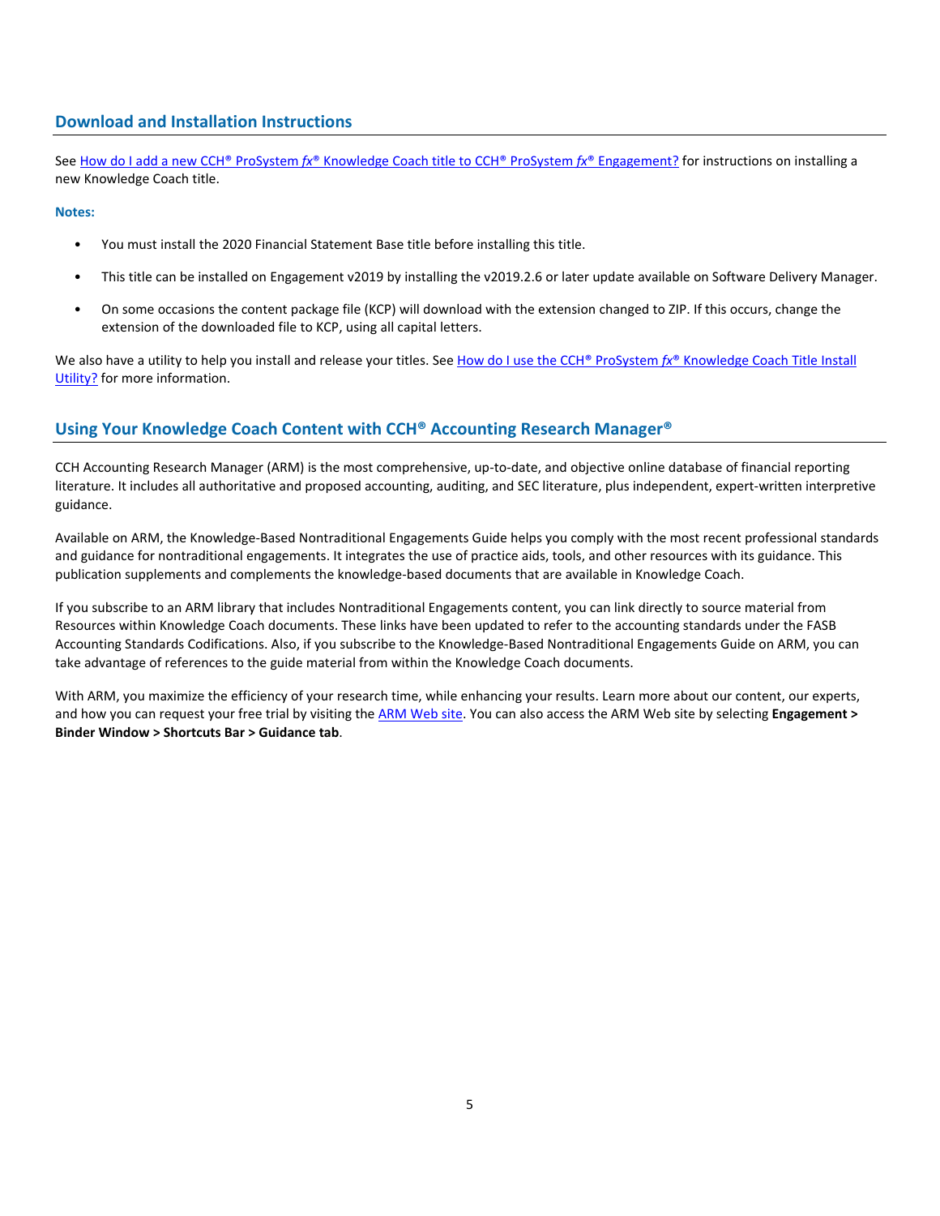## Download and Installation Instructions

See [How do I add a new CCH® ProSystem *fx*® Knowledge Coach title to CCH® ProSystem *fx*® Engagement?]() for instructions on installing a new Knowledge Coach title.

**Notes:**

- You must install the 2020 Financial Statement Base title before installing this title.
- This title can be installed on Engagement v2019 by installing the v2019.2.6 or later update available on Software Delivery Manager.
- On some occasions the content package file (KCP) will download with the extension changed to ZIP. If this occurs, change the extension of the downloaded file to KCP, using all capital letters.

We also have a utility to help you install and release your titles. See [How do I use the CCH® ProSystem *fx*® Knowledge Coach Title Install Utility?]() for more information.

## Using Your Knowledge Coach Content with CCH® Accounting Research Manager®

CCH Accounting Research Manager (ARM) is the most comprehensive, up-to-date, and objective online database of financial reporting literature. It includes all authoritative and proposed accounting, auditing, and SEC literature, plus independent, expert-written interpretive guidance.

Available on ARM, the Knowledge-Based Nontraditional Engagements Guide helps you comply with the most recent professional standards and guidance for nontraditional engagements. It integrates the use of practice aids, tools, and other resources with its guidance. This publication supplements and complements the knowledge-based documents that are available in Knowledge Coach.

If you subscribe to an ARM library that includes Nontraditional Engagements content, you can link directly to source material from Resources within Knowledge Coach documents. These links have been updated to refer to the accounting standards under the FASB Accounting Standards Codifications. Also, if you subscribe to the Knowledge-Based Nontraditional Engagements Guide on ARM, you can take advantage of references to the guide material from within the Knowledge Coach documents.

With ARM, you maximize the efficiency of your research time, while enhancing your results. Learn more about our content, our experts, and how you can request your free trial by visiting the [ARM Web site](). You can also access the ARM Web site by selecting **Engagement > Binder Window > Shortcuts Bar > Guidance tab**.